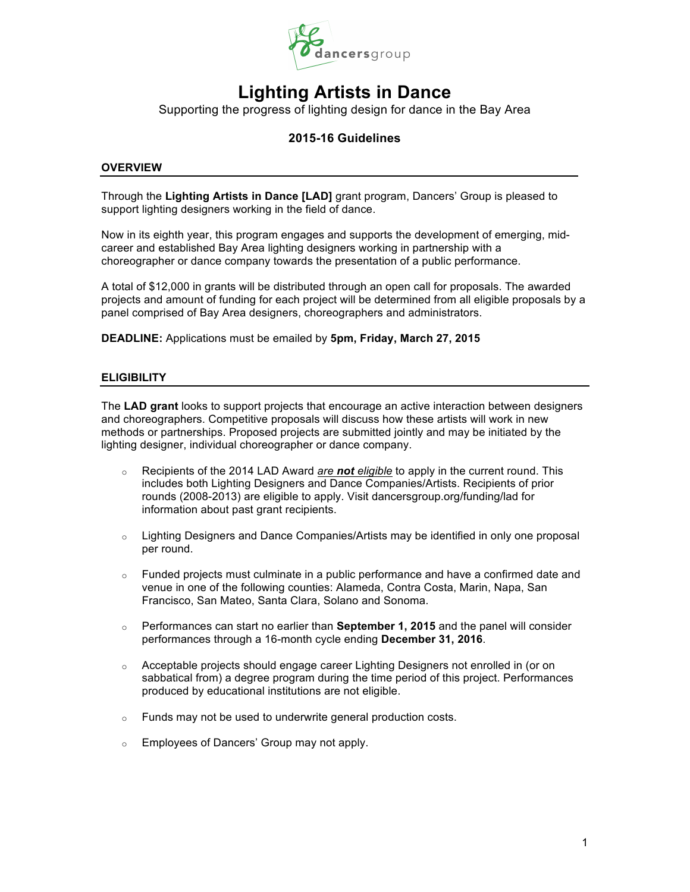# Lighting Artists in Dance

Supporting the progress of lighting design for dance in the Bay Area

### 2015-16 Guidelines

## OVERVIEW

Through the **Lighting Artists in Dance [LAD]** grant program, Dancers' Group is pleased to support lighting designers working in the field of dance.

Now in its eighth year, this program engages and supports the development of emerging, mid-career and established Bay Area lighting designers working in partnership with a choreographer or dance company towards the presentation of a public performance.

A total of $12,000 in grants will be distributed through an open call for proposals. The awarded projects and amount of funding for each project will be determined from all eligible proposals by a panel comprised of Bay Area designers, choreographers and administrators.

**DEADLINE:** Applications must be emailed by **5pm, Friday, March 27, 2015**

## ELIGIBILITY

The **LAD grant** looks to support projects that encourage an active interaction between designers and choreographers. Competitive proposals will discuss how these artists will work in new methods or partnerships. Proposed projects are submitted jointly and may be initiated by the lighting designer, individual choreographer or dance company.

- Recipients of the 2014 LAD Award *are **not** eligible* to apply in the current round. This includes both Lighting Designers and Dance Companies/Artists. Recipients of prior rounds (2008-2013) are eligible to apply. Visit dancersgroup.org/funding/lad for information about past grant recipients.
- Lighting Designers and Dance Companies/Artists may be identified in only one proposal per round.
- Funded projects must culminate in a public performance and have a confirmed date and venue in one of the following counties: Alameda, Contra Costa, Marin, Napa, San Francisco, San Mateo, Santa Clara, Solano and Sonoma.
- Performances can start no earlier than **September 1, 2015** and the panel will consider performances through a 16-month cycle ending **December 31, 2016**.
- Acceptable projects should engage career Lighting Designers not enrolled in (or on sabbatical from) a degree program during the time period of this project. Performances produced by educational institutions are not eligible.
- Funds may not be used to underwrite general production costs.
- Employees of Dancers' Group may not apply.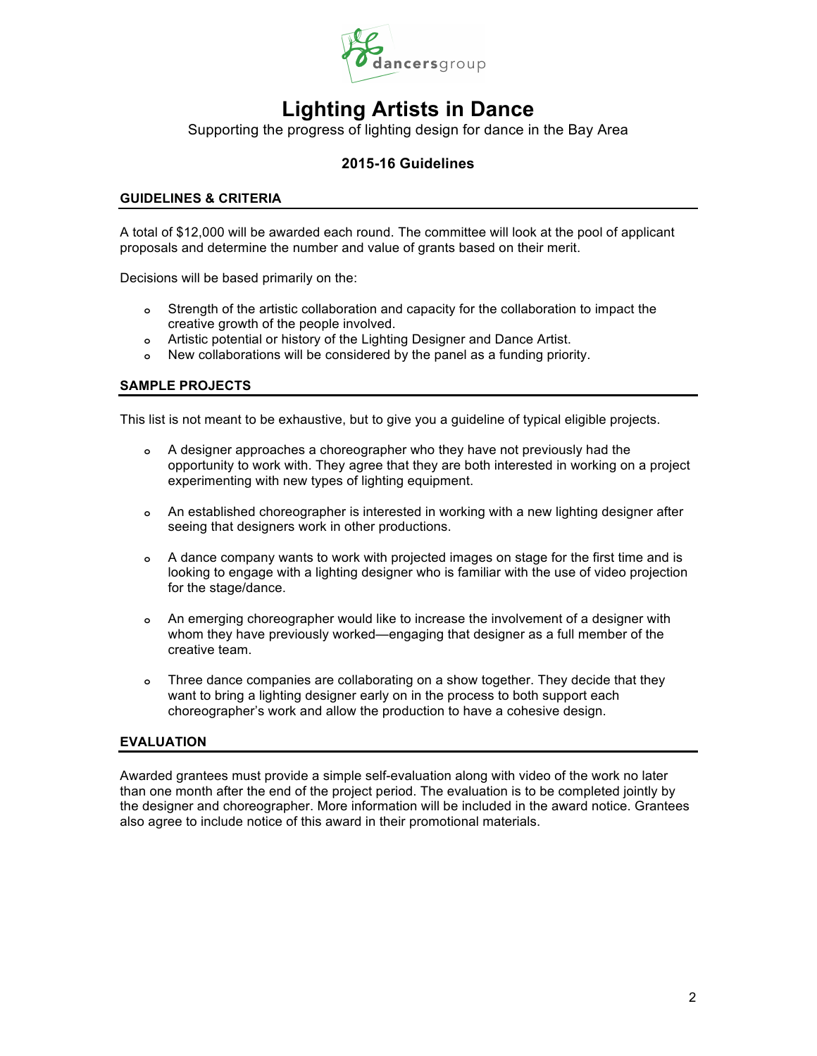# Lighting Artists in Dance

Supporting the progress of lighting design for dance in the Bay Area

### 2015-16 Guidelines

## GUIDELINES & CRITERIA

A total of $12,000 will be awarded each round. The committee will look at the pool of applicant proposals and determine the number and value of grants based on their merit.

Decisions will be based primarily on the:

- Strength of the artistic collaboration and capacity for the collaboration to impact the creative growth of the people involved.
- Artistic potential or history of the Lighting Designer and Dance Artist.
- New collaborations will be considered by the panel as a funding priority.

## SAMPLE PROJECTS

This list is not meant to be exhaustive, but to give you a guideline of typical eligible projects.

- A designer approaches a choreographer who they have not previously had the opportunity to work with. They agree that they are both interested in working on a project experimenting with new types of lighting equipment.

- An established choreographer is interested in working with a new lighting designer after seeing that designers work in other productions.

- A dance company wants to work with projected images on stage for the first time and is looking to engage with a lighting designer who is familiar with the use of video projection for the stage/dance.

- An emerging choreographer would like to increase the involvement of a designer with whom they have previously worked—engaging that designer as a full member of the creative team.

- Three dance companies are collaborating on a show together. They decide that they want to bring a lighting designer early on in the process to both support each choreographer's work and allow the production to have a cohesive design.

## EVALUATION

Awarded grantees must provide a simple self-evaluation along with video of the work no later than one month after the end of the project period. The evaluation is to be completed jointly by the designer and choreographer. More information will be included in the award notice. Grantees also agree to include notice of this award in their promotional materials.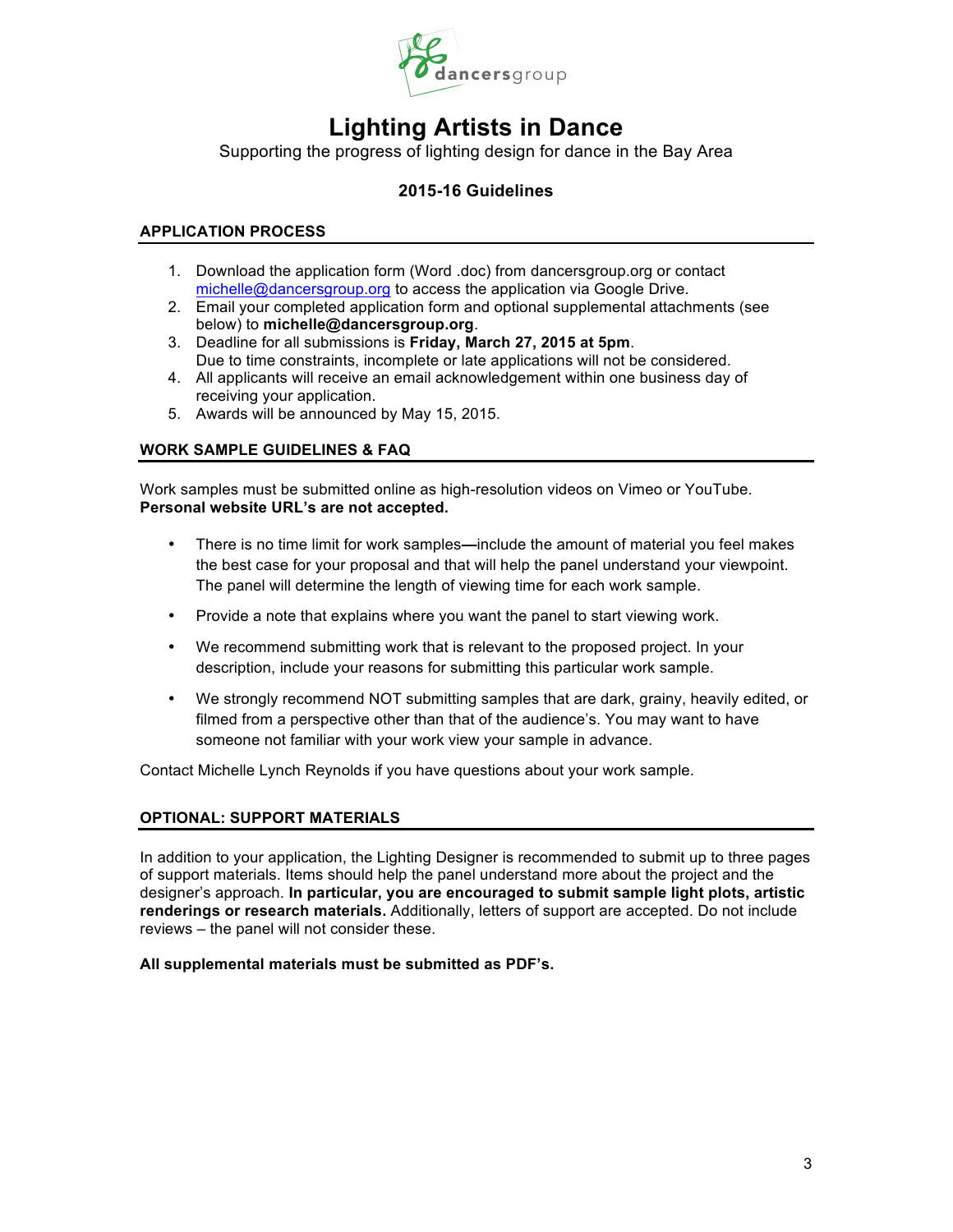# Lighting Artists in Dance

Supporting the progress of lighting design for dance in the Bay Area

### 2015-16 Guidelines

## APPLICATION PROCESS

1. Download the application form (Word .doc) from dancersgroup.org or contact michelle@dancersgroup.org to access the application via Google Drive.
2. Email your completed application form and optional supplemental attachments (see below) to **michelle@dancersgroup.org**.
3. Deadline for all submissions is **Friday, March 27, 2015 at 5pm**.
   Due to time constraints, incomplete or late applications will not be considered.
4. All applicants will receive an email acknowledgement within one business day of receiving your application.
5. Awards will be announced by May 15, 2015.

## WORK SAMPLE GUIDELINES & FAQ

Work samples must be submitted online as high-resolution videos on Vimeo or YouTube. **Personal website URL's are not accepted.**

- There is no time limit for work samples**—**include the amount of material you feel makes the best case for your proposal and that will help the panel understand your viewpoint. The panel will determine the length of viewing time for each work sample.
- Provide a note that explains where you want the panel to start viewing work.
- We recommend submitting work that is relevant to the proposed project. In your description, include your reasons for submitting this particular work sample.
- We strongly recommend NOT submitting samples that are dark, grainy, heavily edited, or filmed from a perspective other than that of the audience's. You may want to have someone not familiar with your work view your sample in advance.

Contact Michelle Lynch Reynolds if you have questions about your work sample.

## OPTIONAL: SUPPORT MATERIALS

In addition to your application, the Lighting Designer is recommended to submit up to three pages of support materials. Items should help the panel understand more about the project and the designer's approach. **In particular, you are encouraged to submit sample light plots, artistic renderings or research materials.** Additionally, letters of support are accepted. Do not include reviews – the panel will not consider these.

**All supplemental materials must be submitted as PDF's.**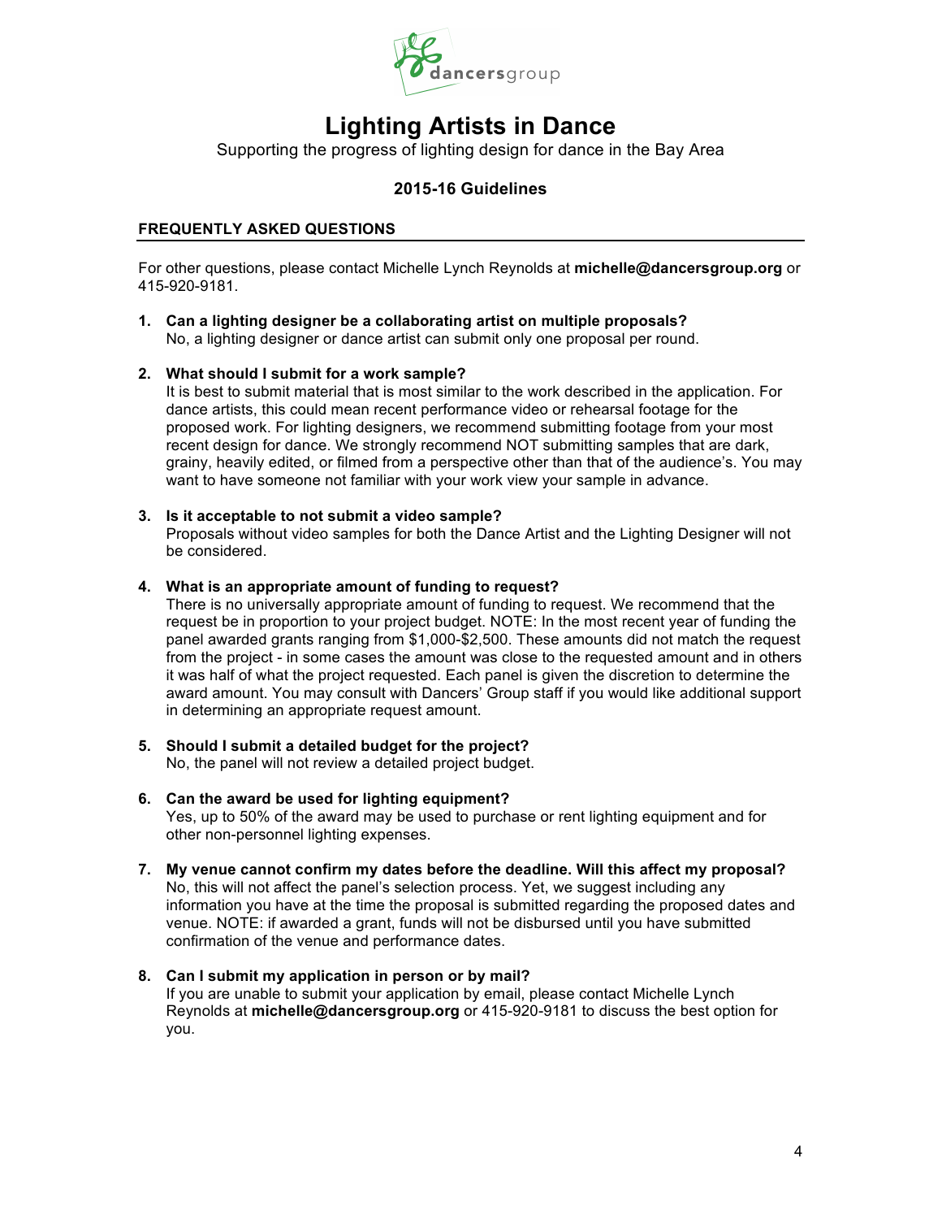# Lighting Artists in Dance

Supporting the progress of lighting design for dance in the Bay Area

### 2015-16 Guidelines

#### FREQUENTLY ASKED QUESTIONS

For other questions, please contact Michelle Lynch Reynolds at **michelle@dancersgroup.org** or 415-920-9181.

1. **Can a lighting designer be a collaborating artist on multiple proposals?**
   No, a lighting designer or dance artist can submit only one proposal per round.

2. **What should I submit for a work sample?**
   It is best to submit material that is most similar to the work described in the application. For dance artists, this could mean recent performance video or rehearsal footage for the proposed work. For lighting designers, we recommend submitting footage from your most recent design for dance. We strongly recommend NOT submitting samples that are dark, grainy, heavily edited, or filmed from a perspective other than that of the audience's. You may want to have someone not familiar with your work view your sample in advance.

3. **Is it acceptable to not submit a video sample?**
   Proposals without video samples for both the Dance Artist and the Lighting Designer will not be considered.

4. **What is an appropriate amount of funding to request?**
   There is no universally appropriate amount of funding to request. We recommend that the request be in proportion to your project budget. NOTE: In the most recent year of funding the panel awarded grants ranging from $1,000-$2,500. These amounts did not match the request from the project - in some cases the amount was close to the requested amount and in others it was half of what the project requested. Each panel is given the discretion to determine the award amount. You may consult with Dancers' Group staff if you would like additional support in determining an appropriate request amount.

5. **Should I submit a detailed budget for the project?**
   No, the panel will not review a detailed project budget.

6. **Can the award be used for lighting equipment?**
   Yes, up to 50% of the award may be used to purchase or rent lighting equipment and for other non-personnel lighting expenses.

7. **My venue cannot confirm my dates before the deadline. Will this affect my proposal?**
   No, this will not affect the panel's selection process. Yet, we suggest including any information you have at the time the proposal is submitted regarding the proposed dates and venue. NOTE: if awarded a grant, funds will not be disbursed until you have submitted confirmation of the venue and performance dates.

8. **Can I submit my application in person or by mail?**
   If you are unable to submit your application by email, please contact Michelle Lynch Reynolds at **michelle@dancersgroup.org** or 415-920-9181 to discuss the best option for you.